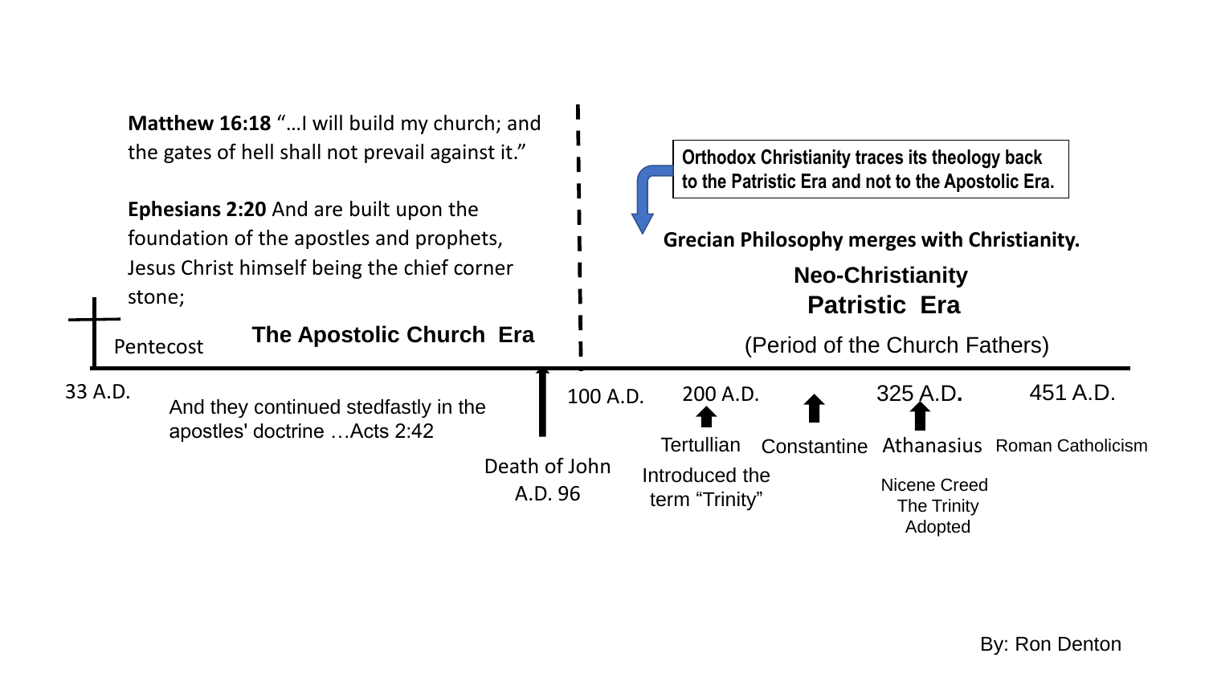**Matthew 16:18** "…I will build my church; and the gates of hell shall not prevail against it."

**Ephesians 2:20** And are built upon the foundation of the apostles and prophets, Jesus Christ himself being the chief corner stone;

Pentecost

**The Apostolic Church Era**

33 A.D.

And they continued stedfastly in the apostles' doctrine …Acts 2:42

Death of John A.D. 96

**Orthodox Christianity traces its theology back to the Patristic Era and not to the Apostolic Era.**

**Grecian Philosophy merges with Christianity.**

**Neo-Christianity**

**Patristic Era**

(Period of the Church Fathers)

100 A.D.

200 A.D. — Tertullian: Introduced the term "Trinity"

Constantine

325 A.D. — Athanasius: Nicene Creed, The Trinity Adopted

451 A.D. — Roman Catholicism

By: Ron Denton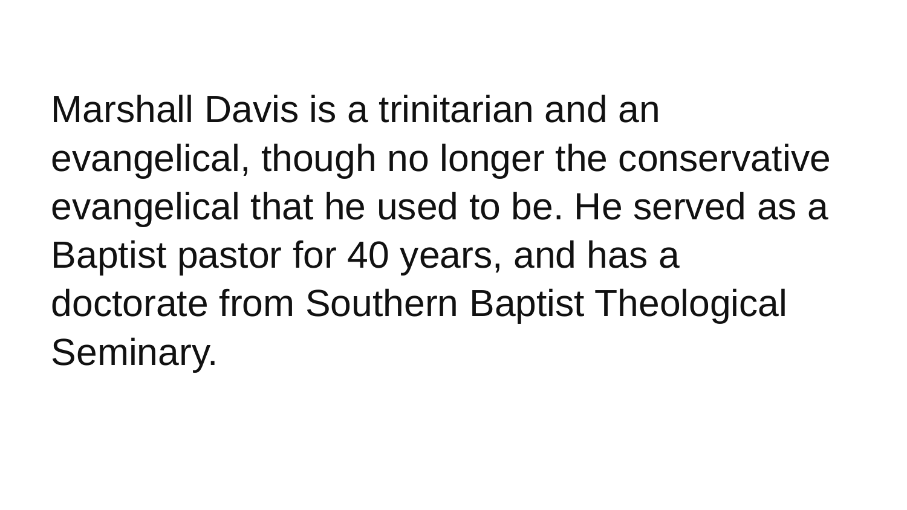Marshall Davis is a trinitarian and an evangelical, though no longer the conservative evangelical that he used to be. He served as a Baptist pastor for 40 years, and has a doctorate from Southern Baptist Theological Seminary.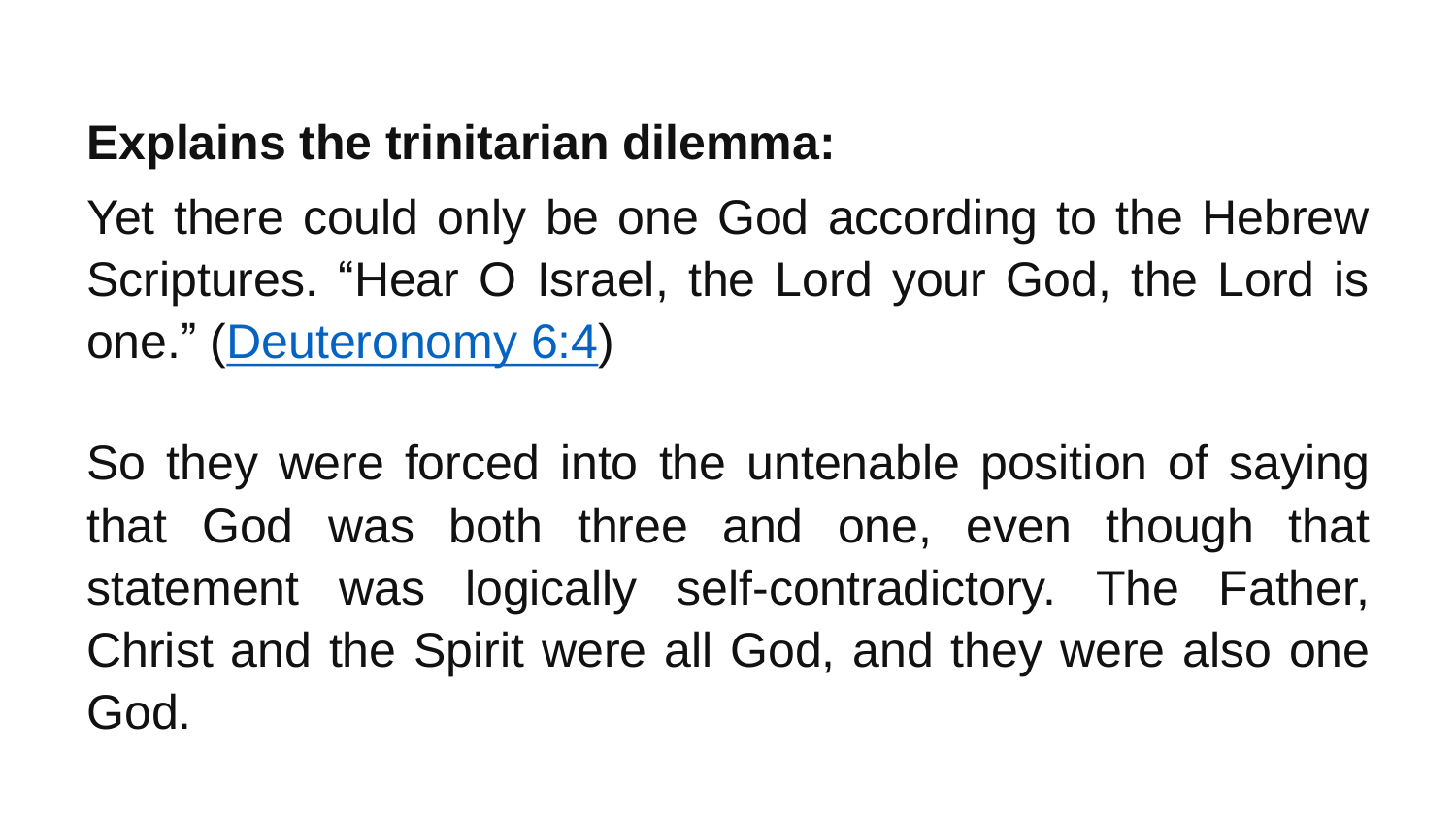**Explains the trinitarian dilemma:**

Yet there could only be one God according to the Hebrew Scriptures. “Hear O Israel, the Lord your God, the Lord is one.” (Deuteronomy 6:4)

So they were forced into the untenable position of saying that God was both three and one, even though that statement was logically self-contradictory. The Father, Christ and the Spirit were all God, and they were also one God.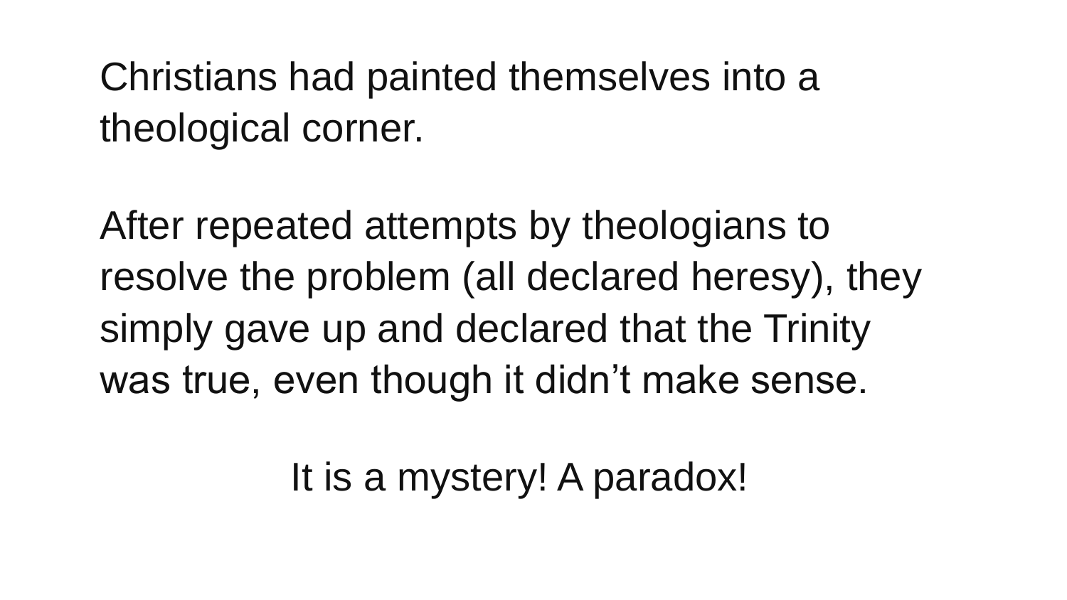Christians had painted themselves into a theological corner.

After repeated attempts by theologians to resolve the problem (all declared heresy), they simply gave up and declared that the Trinity was true, even though it didn't make sense.

It is a mystery! A paradox!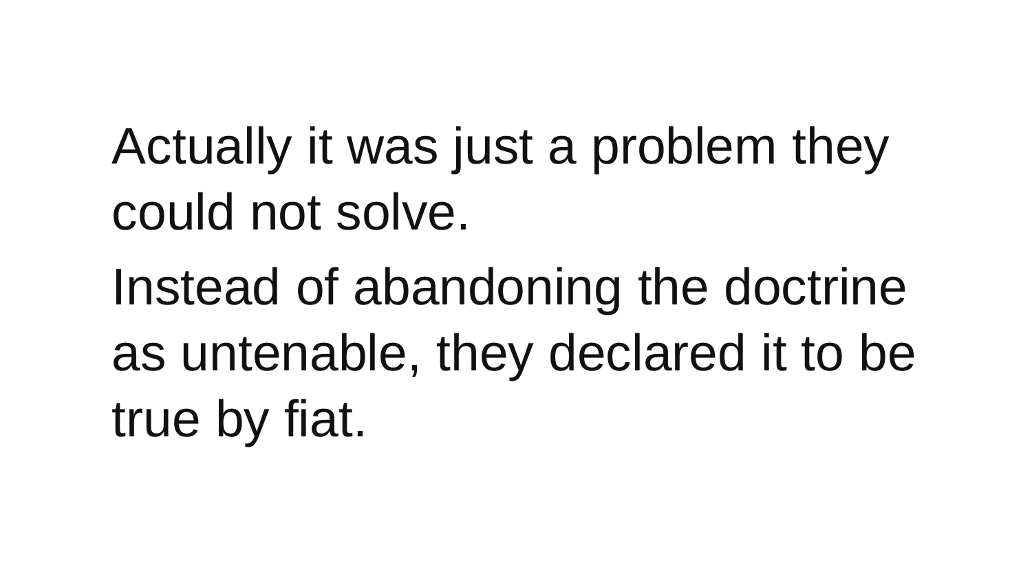Actually it was just a problem they could not solve.

Instead of abandoning the doctrine as untenable, they declared it to be true by fiat.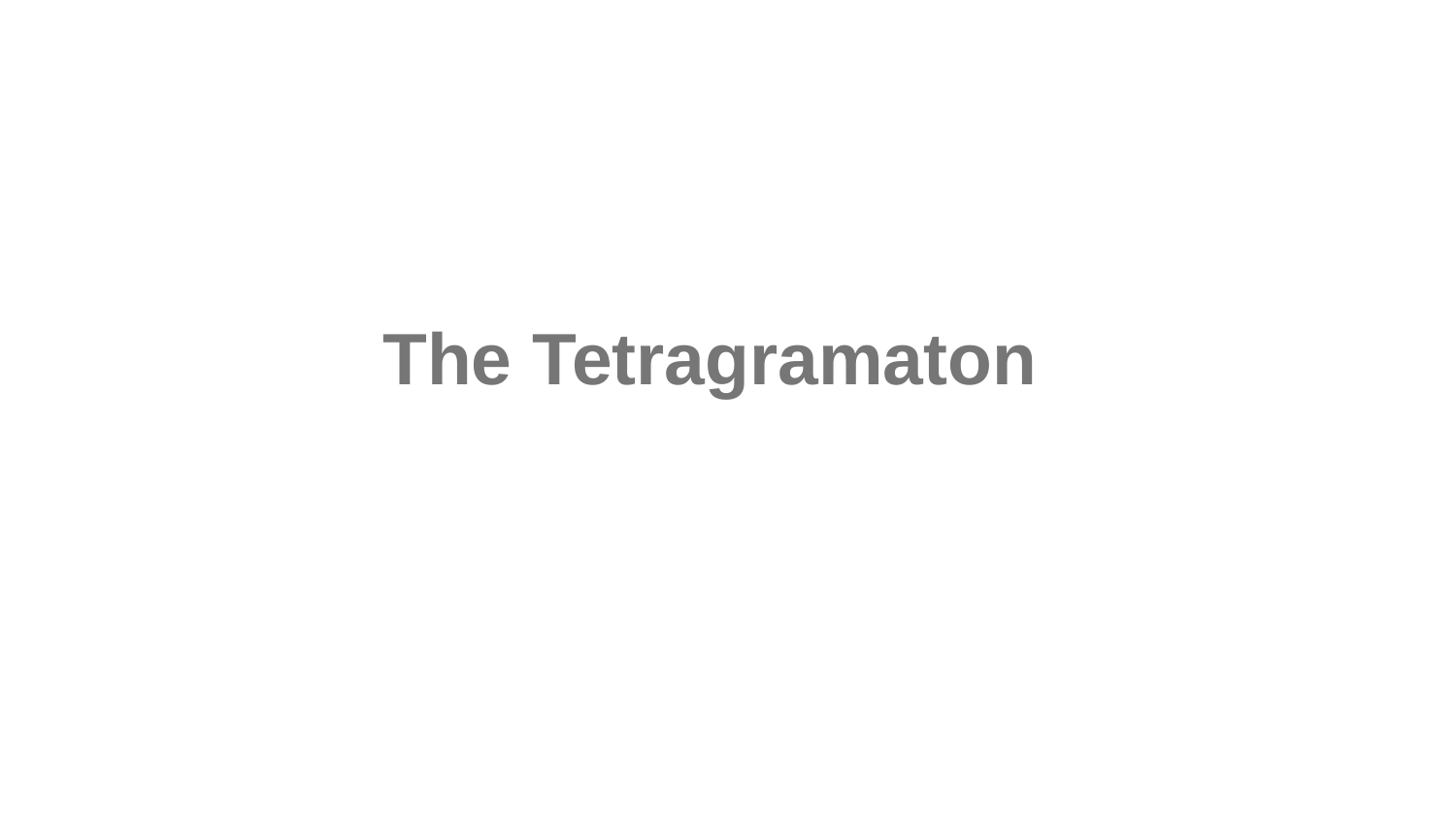# The Tetragramaton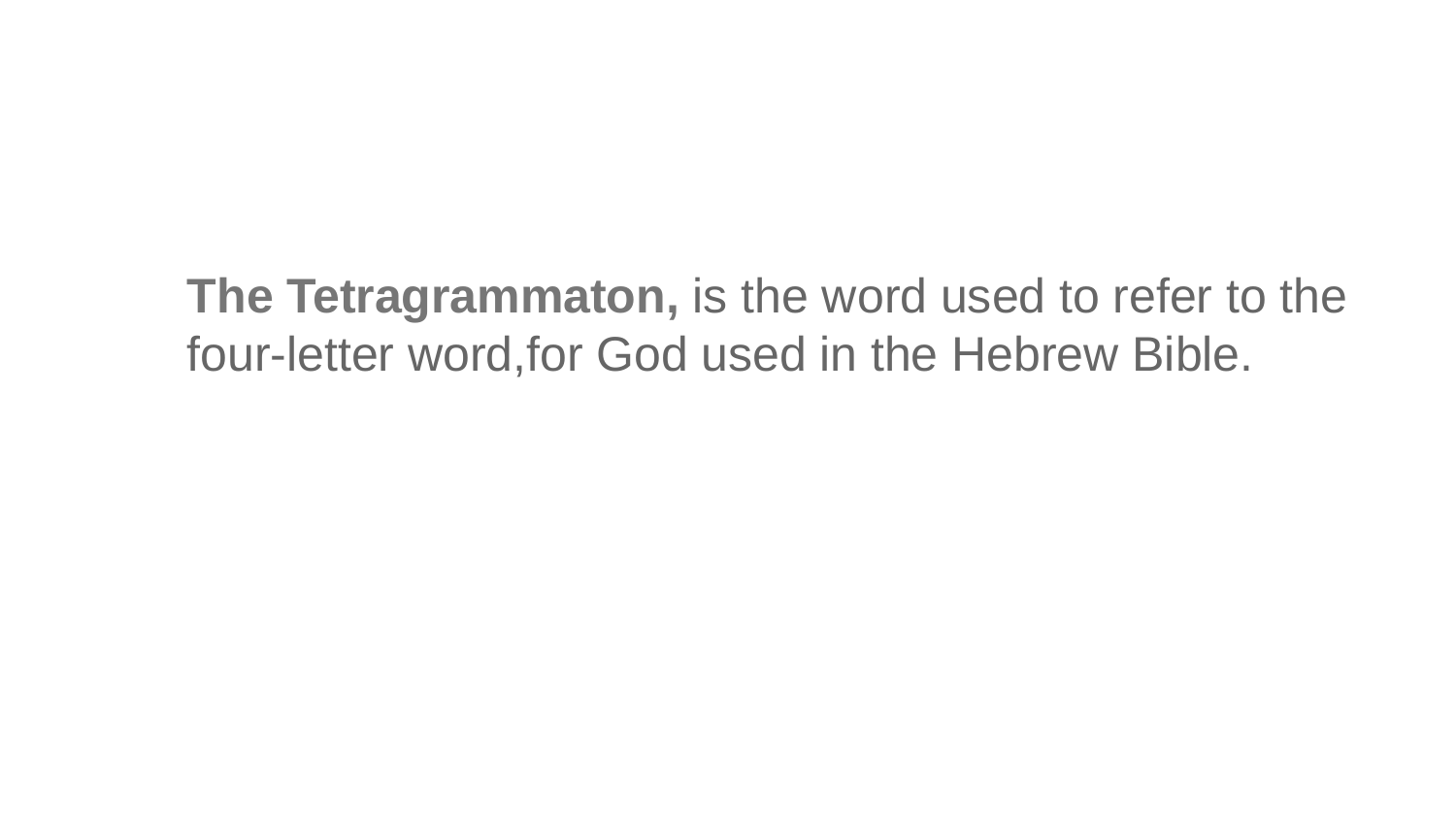**The Tetragrammaton,** is the word used to refer to the four-letter word,for God used in the Hebrew Bible.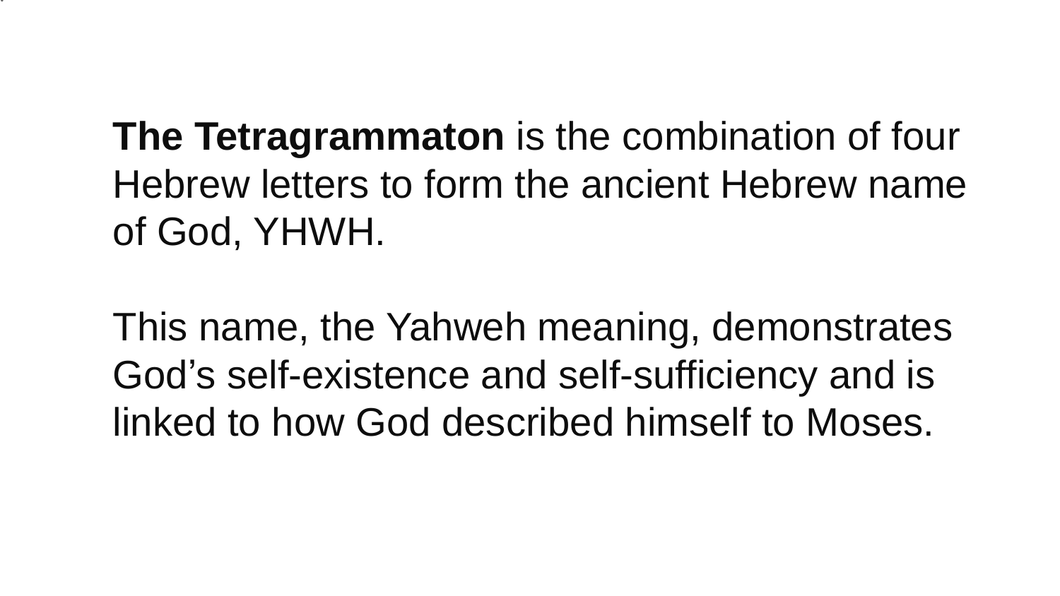**The Tetragrammaton** is the combination of four Hebrew letters to form the ancient Hebrew name of God, YHWH.

This name, the Yahweh meaning, demonstrates God’s self-existence and self-sufficiency and is linked to how God described himself to Moses.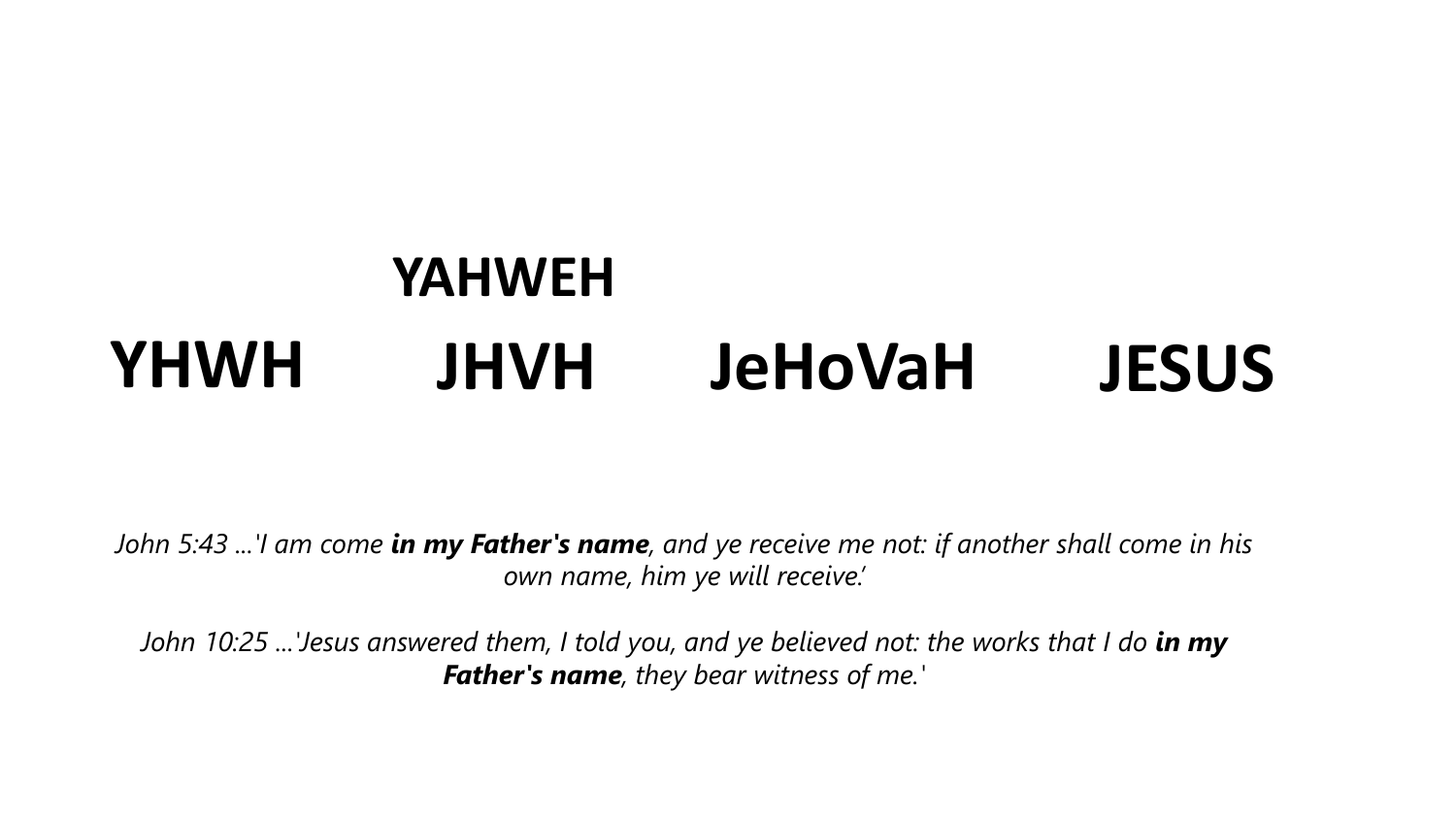**YAHWEH**

**YHWH** **JHVH** **JeHoVaH** **JESUS**

*John 5:43 ...'I am come **in my Father's name**, and ye receive me not: if another shall come in his own name, him ye will receive.'*

*John 10:25 ...'Jesus answered them, I told you, and ye believed not: the works that I do **in my Father's name**, they bear witness of me.'*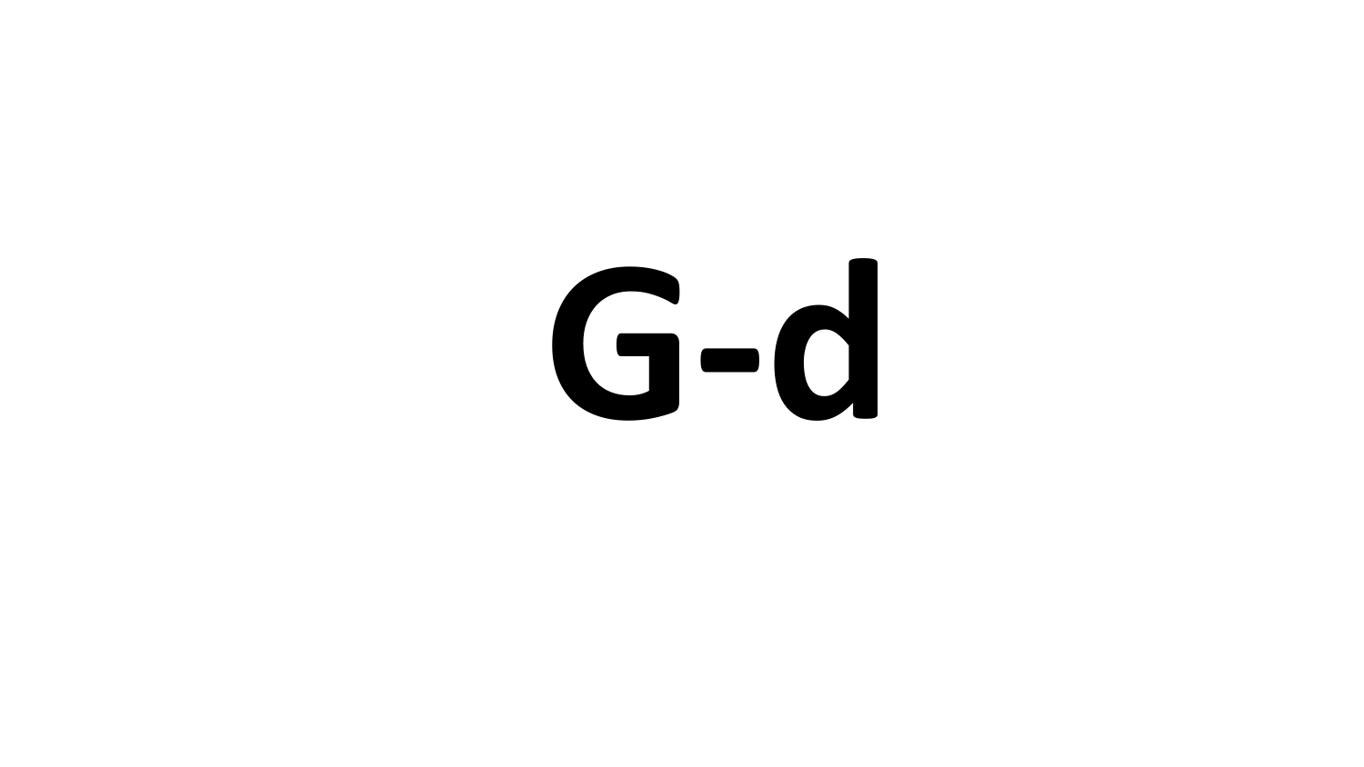# G-d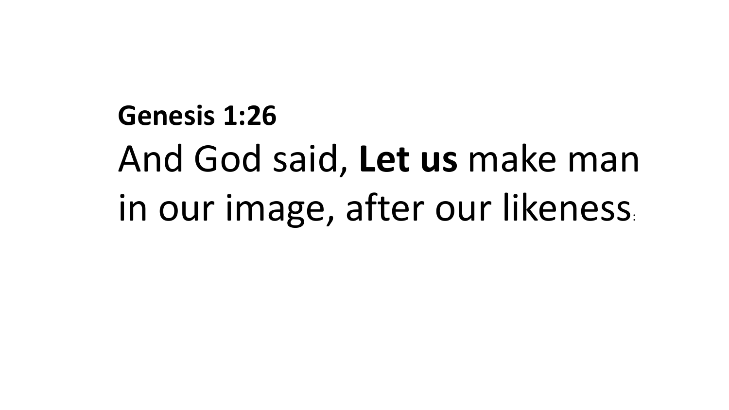**Genesis 1:26**

And God said, **Let us** make man in our image, after our likeness: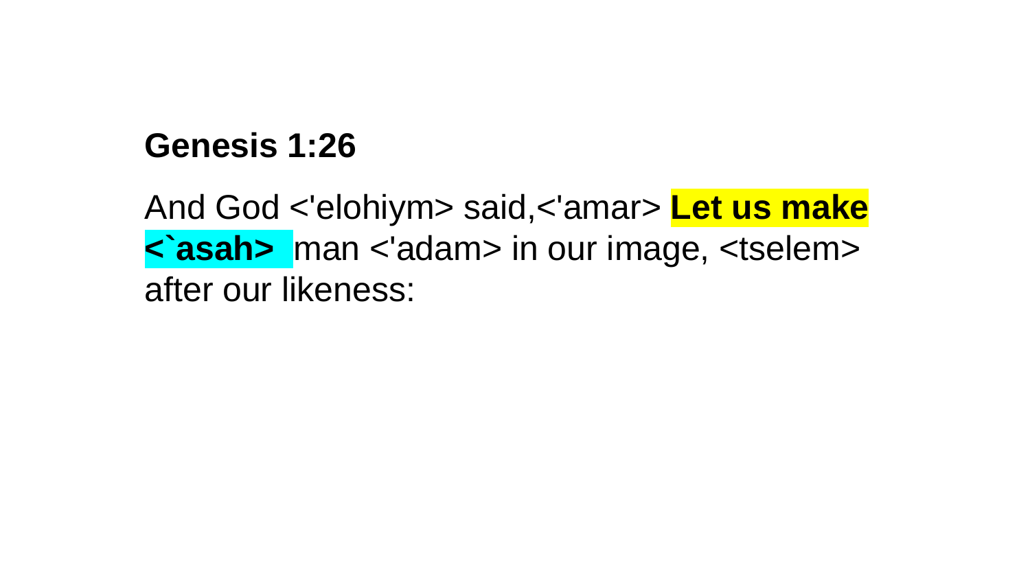**Genesis 1:26**

And God <'elohiym> said,<'amar> **Let us make <`asah>** man <'adam> in our image, <tselem> after our likeness: